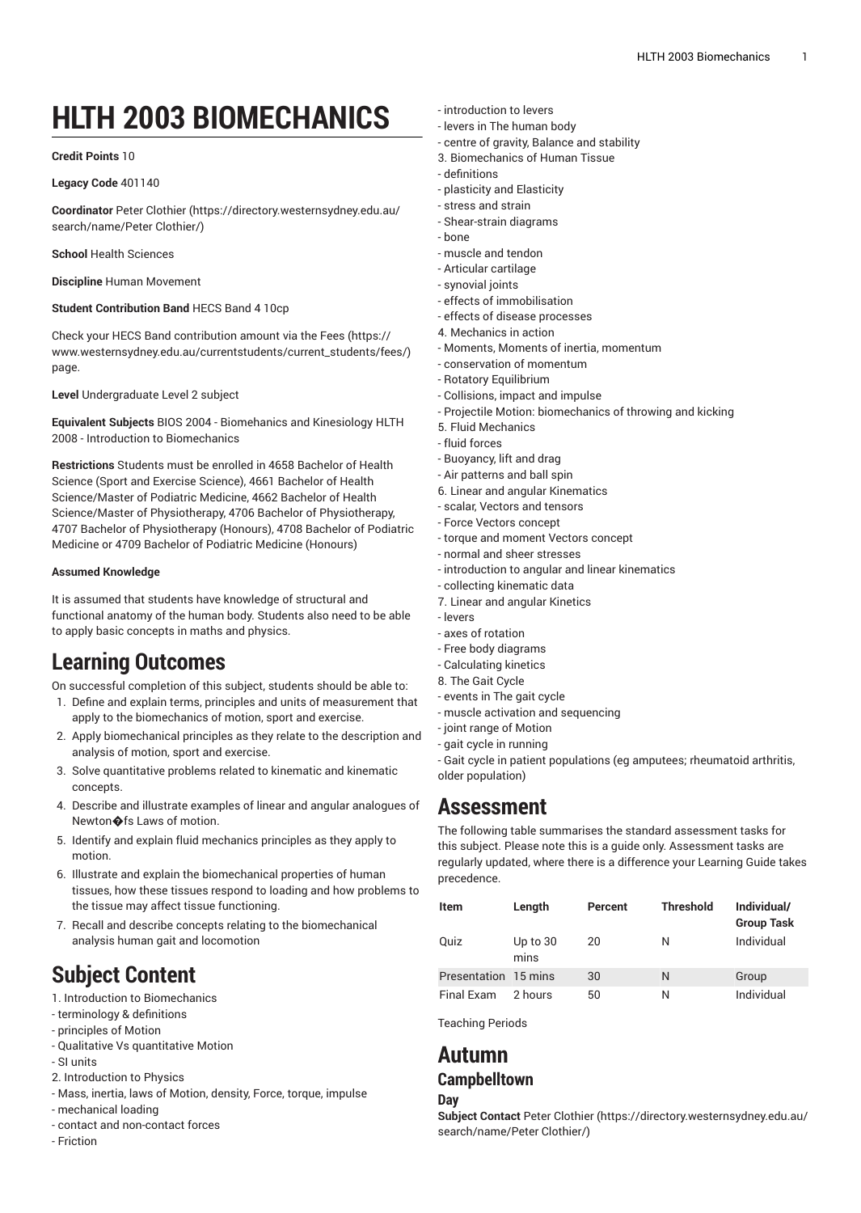# HLTH 2003 BIOMECHANICS

**Credit Points** 10

**Legacy Code** 401140

**Coordinator** Peter Clothier (https://directory.westernsydney.edu.au/search/name/Peter Clothier/)

**School** Health Sciences

**Discipline** Human Movement

**Student Contribution Band** HECS Band 4 10cp

Check your HECS Band contribution amount via the Fees (https://www.westernsydney.edu.au/currentstudents/current_students/fees/) page.

**Level** Undergraduate Level 2 subject

**Equivalent Subjects** BIOS 2004 - Biomehanics and Kinesiology HLTH 2008 - Introduction to Biomechanics

**Restrictions** Students must be enrolled in 4658 Bachelor of Health Science (Sport and Exercise Science), 4661 Bachelor of Health Science/Master of Podiatric Medicine, 4662 Bachelor of Health Science/Master of Physiotherapy, 4706 Bachelor of Physiotherapy, 4707 Bachelor of Physiotherapy (Honours), 4708 Bachelor of Podiatric Medicine or 4709 Bachelor of Podiatric Medicine (Honours)

#### Assumed Knowledge

It is assumed that students have knowledge of structural and functional anatomy of the human body. Students also need to be able to apply basic concepts in maths and physics.

## Learning Outcomes

On successful completion of this subject, students should be able to:

1. Define and explain terms, principles and units of measurement that apply to the biomechanics of motion, sport and exercise.
2. Apply biomechanical principles as they relate to the description and analysis of motion, sport and exercise.
3. Solve quantitative problems related to kinematic and kinematic concepts.
4. Describe and illustrate examples of linear and angular analogues of Newton�fs Laws of motion.
5. Identify and explain fluid mechanics principles as they apply to motion.
6. Illustrate and explain the biomechanical properties of human tissues, how these tissues respond to loading and how problems to the tissue may affect tissue functioning.
7. Recall and describe concepts relating to the biomechanical analysis human gait and locomotion

## Subject Content

1. Introduction to Biomechanics
- terminology & definitions
- principles of Motion
- Qualitative Vs quantitative Motion
- SI units
2. Introduction to Physics
- Mass, inertia, laws of Motion, density, Force, torque, impulse
- mechanical loading
- contact and non-contact forces
- Friction
- introduction to levers
- levers in The human body
- centre of gravity, Balance and stability
3. Biomechanics of Human Tissue
- definitions
- plasticity and Elasticity
- stress and strain
- Shear-strain diagrams
- bone
- muscle and tendon
- Articular cartilage
- synovial joints
- effects of immobilisation
- effects of disease processes
4. Mechanics in action
- Moments, Moments of inertia, momentum
- conservation of momentum
- Rotatory Equilibrium
- Collisions, impact and impulse
- Projectile Motion: biomechanics of throwing and kicking
5. Fluid Mechanics
- fluid forces
- Buoyancy, lift and drag
- Air patterns and ball spin
6. Linear and angular Kinematics
- scalar, Vectors and tensors
- Force Vectors concept
- torque and moment Vectors concept
- normal and sheer stresses
- introduction to angular and linear kinematics
- collecting kinematic data
7. Linear and angular Kinetics
- levers
- axes of rotation
- Free body diagrams
- Calculating kinetics
8. The Gait Cycle
- events in The gait cycle
- muscle activation and sequencing
- joint range of Motion
- gait cycle in running
- Gait cycle in patient populations (eg amputees; rheumatoid arthritis, older population)

## Assessment

The following table summarises the standard assessment tasks for this subject. Please note this is a guide only. Assessment tasks are regularly updated, where there is a difference your Learning Guide takes precedence.

| Item | Length | Percent | Threshold | Individual/ Group Task |
|---|---|---|---|---|
| Quiz | Up to 30 mins | 20 | N | Individual |
| Presentation | 15 mins | 30 | N | Group |
| Final Exam | 2 hours | 50 | N | Individual |

Teaching Periods

## Autumn

### Campbelltown

#### Day

**Subject Contact** Peter Clothier (https://directory.westernsydney.edu.au/search/name/Peter Clothier/)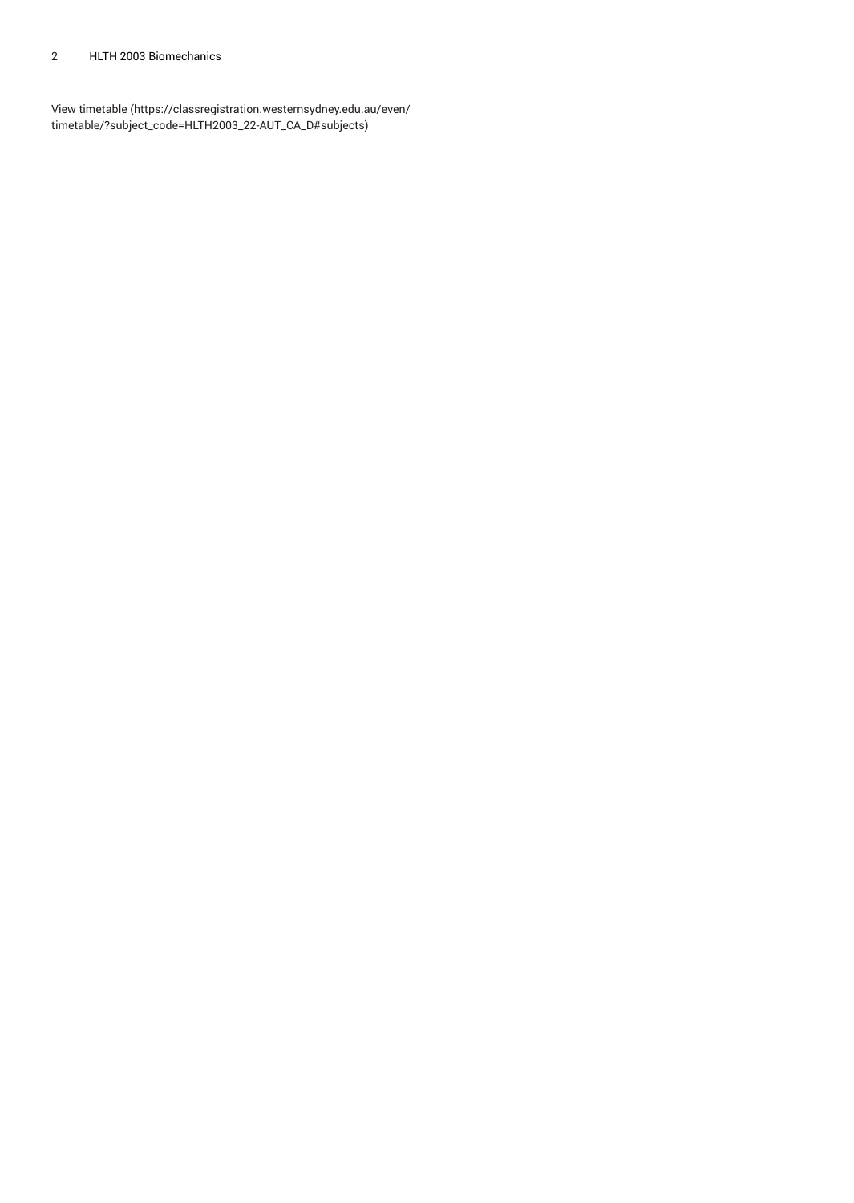View timetable (https://classregistration.westernsydney.edu.au/even/timetable/?subject_code=HLTH2003_22-AUT_CA_D#subjects)